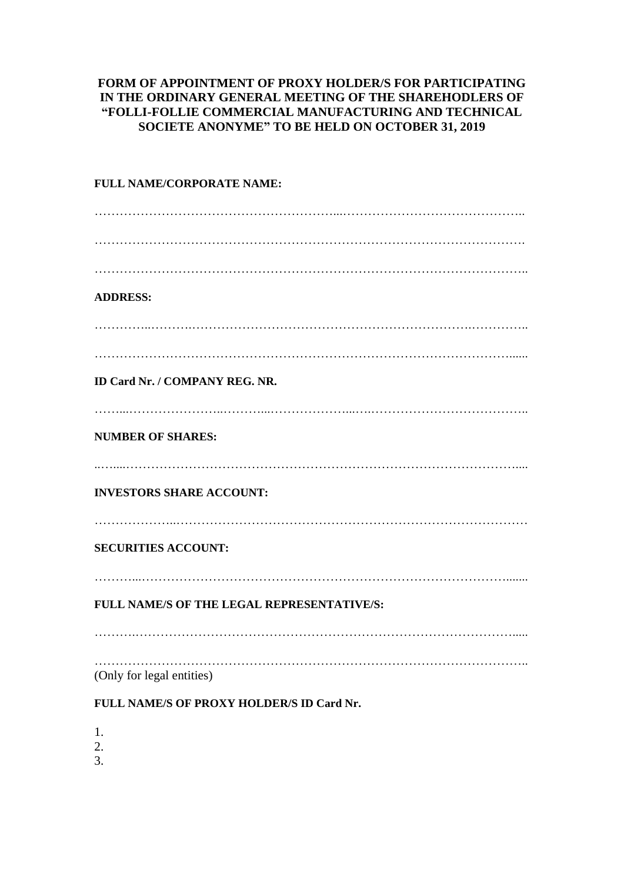**FORM OF APPOINTMENT OF PROXY HOLDER/S FOR PARTICIPATING IN THE ORDINARY GENERAL MEETING OF THE SHAREHODLERS OF "FOLLI-FOLLIE COMMERCIAL MANUFACTURING AND TECHNICAL SOCIETE ANONYME" TO BE HELD ON OCTOBER 31, 2019**

**FULL NAME/CORPORATE NAME:**

……………………………………………………...……………………………………..

……………………………………………………………………………………………

……………………………………………………………………………………………..

**ADDRESS:**

…………..……….……………………………………………………….…………..

…………………………………………………………………………………………......

**ID Card Nr. / COMPANY REG. NR.**

……...…………………..……….....……………….....…..……………………………..

**NUMBER OF SHARES:**

..…....…………………………………………………………………………………....

**INVESTORS SHARE ACCOUNT:**

………………...…………………………………………………………………………

**SECURITIES ACCOUNT:**

………...…………………………………………………………………………........

**FULL NAME/S OF THE LEGAL REPRESENTATIVE/S:**

……….…………………………………………………………………………………....

……………………………………………………………………………………………..
(Only for legal entities)

**FULL NAME/S OF PROXY HOLDER/S ID Card Nr.**

1.
2.
3.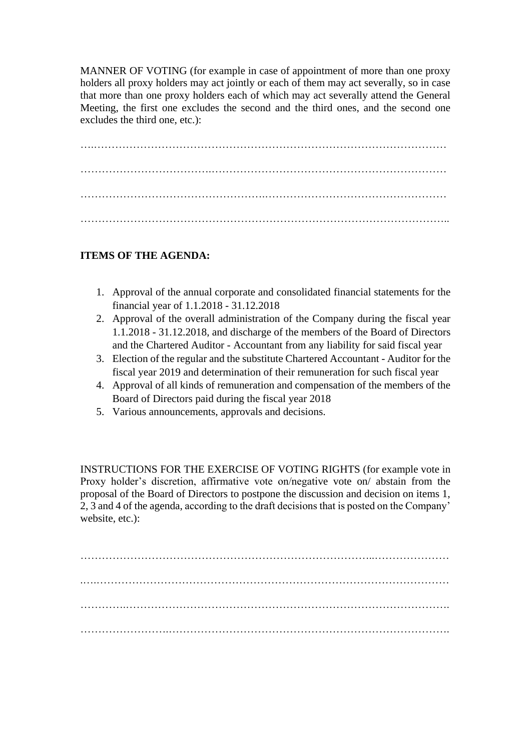MANNER OF VOTING (for example in case of appointment of more than one proxy holders all proxy holders may act jointly or each of them may act severally, so in case that more than one proxy holders each of which may act severally attend the General Meeting, the first one excludes the second and the third ones, and the second one excludes the third one, etc.):

…..……………………………………………………………………………………

………………………………..……………………………………………………………

…………………………………………….……………………………………………

………………………………………………………………………………………..

**ITEMS OF THE AGENDA:**

1. Approval of the annual corporate and consolidated financial statements for the financial year of 1.1.2018 - 31.12.2018
2. Approval of the overall administration of the Company during the fiscal year 1.1.2018 - 31.12.2018, and discharge of the members of the Board of Directors and the Chartered Auditor - Accountant from any liability for said fiscal year
3. Election of the regular and the substitute Chartered Accountant - Auditor for the fiscal year 2019 and determination of their remuneration for such fiscal year
4. Approval of all kinds of remuneration and compensation of the members of the Board of Directors paid during the fiscal year 2018
5. Various announcements, approvals and decisions.

INSTRUCTIONS FOR THE EXERCISE OF VOTING RIGHTS (for example vote in Proxy holder's discretion, affirmative vote on/negative vote on/ abstain from the proposal of the Board of Directors to postpone the discussion and decision on items 1, 2, 3 and 4 of the agenda, according to the draft decisions that is posted on the Company' website, etc.):

…………………………………………………………………………..…………………

.….……………………………………………………………………………………

…………..……………………….……………………………………………………….

……………………..…………………………………………………………………….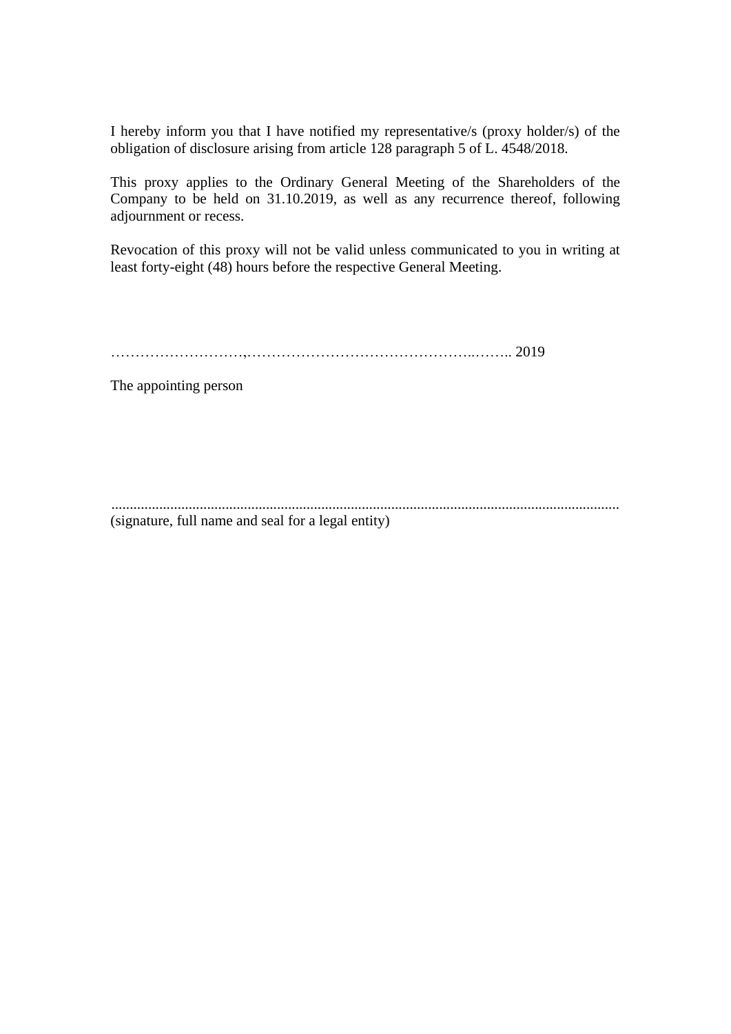I hereby inform you that I have notified my representative/s (proxy holder/s) of the obligation of disclosure arising from article 128 paragraph 5 of L. 4548/2018.

This proxy applies to the Ordinary General Meeting of the Shareholders of the Company to be held on 31.10.2019, as well as any recurrence thereof, following adjournment or recess.

Revocation of this proxy will not be valid unless communicated to you in writing at least forty-eight (48) hours before the respective General Meeting.

………………………,……………………………………..…….. 2019

The appointing person

.........................................................................................................................................
(signature, full name and seal for a legal entity)